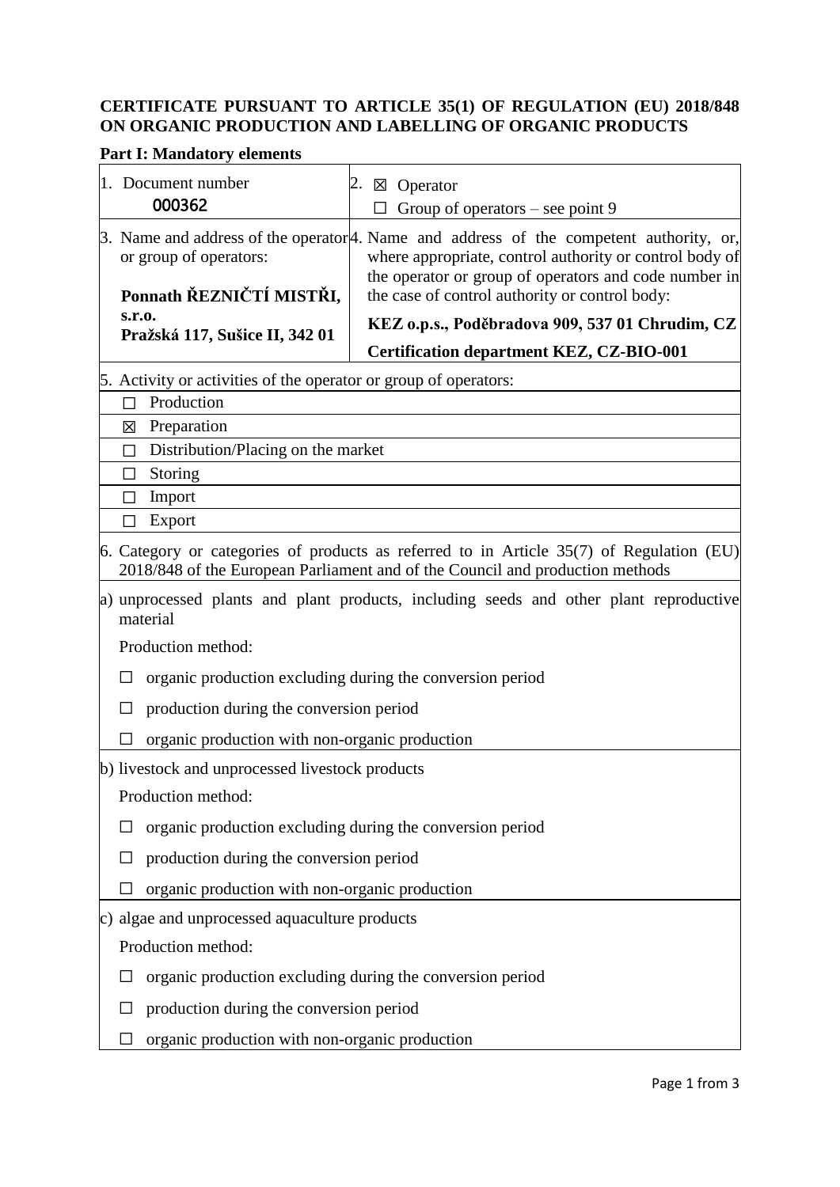**CERTIFICATE PURSUANT TO ARTICLE 35(1) OF REGULATION (EU) 2018/848 ON ORGANIC PRODUCTION AND LABELLING OF ORGANIC PRODUCTS**

**Part I: Mandatory elements**

| 1. Document number 000362 | 2. ☒ Operator ☐ Group of operators – see point 9 |
|---|---|
| 3. Name and address of the operator or group of operators: **Ponnath ŘEZNIČTÍ MISTŘI, s.r.o. Pražská 117, Sušice II, 342 01** | 4. Name and address of the competent authority, or, where appropriate, control authority or control body of the operator or group of operators and code number in the case of control authority or control body: **KEZ o.p.s., Poděbradova 909, 537 01 Chrudim, CZ** **Certification department KEZ, CZ-BIO-001** |

5. Activity or activities of the operator or group of operators:

- ☐ Production
- ☒ Preparation
- ☐ Distribution/Placing on the market
- ☐ Storing
- ☐ Import
- ☐ Export

6. Category or categories of products as referred to in Article 35(7) of Regulation (EU) 2018/848 of the European Parliament and of the Council and production methods

a) unprocessed plants and plant products, including seeds and other plant reproductive material

Production method:

- ☐ organic production excluding during the conversion period
- ☐ production during the conversion period
- ☐ organic production with non-organic production

b) livestock and unprocessed livestock products

Production method:

- ☐ organic production excluding during the conversion period
- ☐ production during the conversion period
- ☐ organic production with non-organic production

c) algae and unprocessed aquaculture products

Production method:

- ☐ organic production excluding during the conversion period
- ☐ production during the conversion period
- ☐ organic production with non-organic production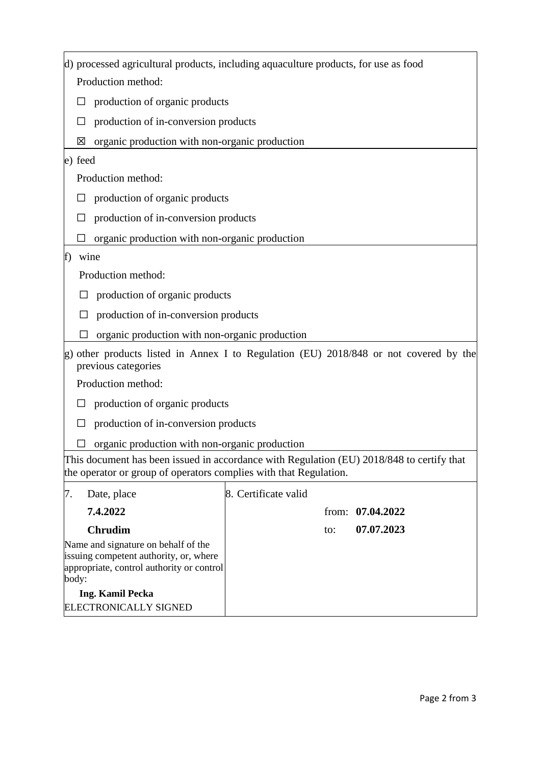d) processed agricultural products, including aquaculture products, for use as food

Production method:

☐ production of organic products

☐ production of in-conversion products

☒ organic production with non-organic production

e) feed

Production method:

☐ production of organic products

☐ production of in-conversion products

☐ organic production with non-organic production

f) wine

Production method:

☐ production of organic products

☐ production of in-conversion products

☐ organic production with non-organic production

g) other products listed in Annex I to Regulation (EU) 2018/848 or not covered by the previous categories

Production method:

☐ production of organic products

☐ production of in-conversion products

☐ organic production with non-organic production

This document has been issued in accordance with Regulation (EU) 2018/848 to certify that the operator or group of operators complies with that Regulation.

| 7. Date, place | 8. Certificate valid |
|---|---|
| **7.4.2022** | from: **07.04.2022** |
| **Chrudim** | to: **07.07.2023** |
| Name and signature on behalf of the issuing competent authority, or, where appropriate, control authority or control body: | |
| **Ing. Kamil Pecka** | |
| ELECTRONICALLY SIGNED | |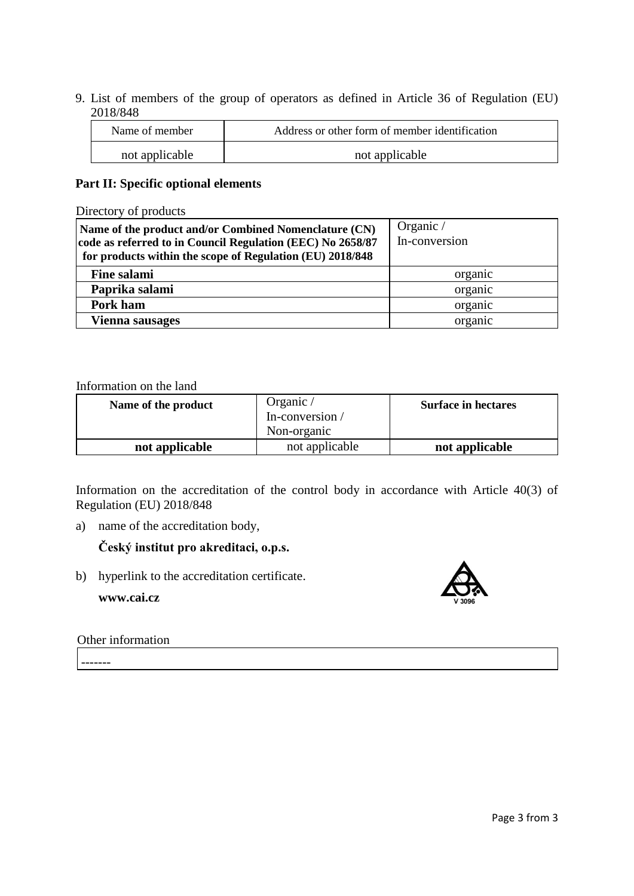9. List of members of the group of operators as defined in Article 36 of Regulation (EU) 2018/848

| Name of member | Address or other form of member identification |
| --- | --- |
| not applicable | not applicable |

**Part II: Specific optional elements**

Directory of products

| **Name of the product and/or Combined Nomenclature (CN) code as referred to in Council Regulation (EEC) No 2658/87 for products within the scope of Regulation (EU) 2018/848** | Organic / In-conversion |
| --- | --- |
| **Fine salami** | organic |
| **Paprika salami** | organic |
| **Pork ham** | organic |
| **Vienna sausages** | organic |

Information on the land

| **Name of the product** | Organic / In-conversion / Non-organic | **Surface in hectares** |
| --- | --- | --- |
| **not applicable** | not applicable | **not applicable** |

Information on the accreditation of the control body in accordance with Article 40(3) of Regulation (EU) 2018/848

a) name of the accreditation body,

   **Český institut pro akreditaci, o.p.s.**

b) hyperlink to the accreditation certificate.

   **www.cai.cz**

V 3096

Other information

| |
| --- |
| ------- |